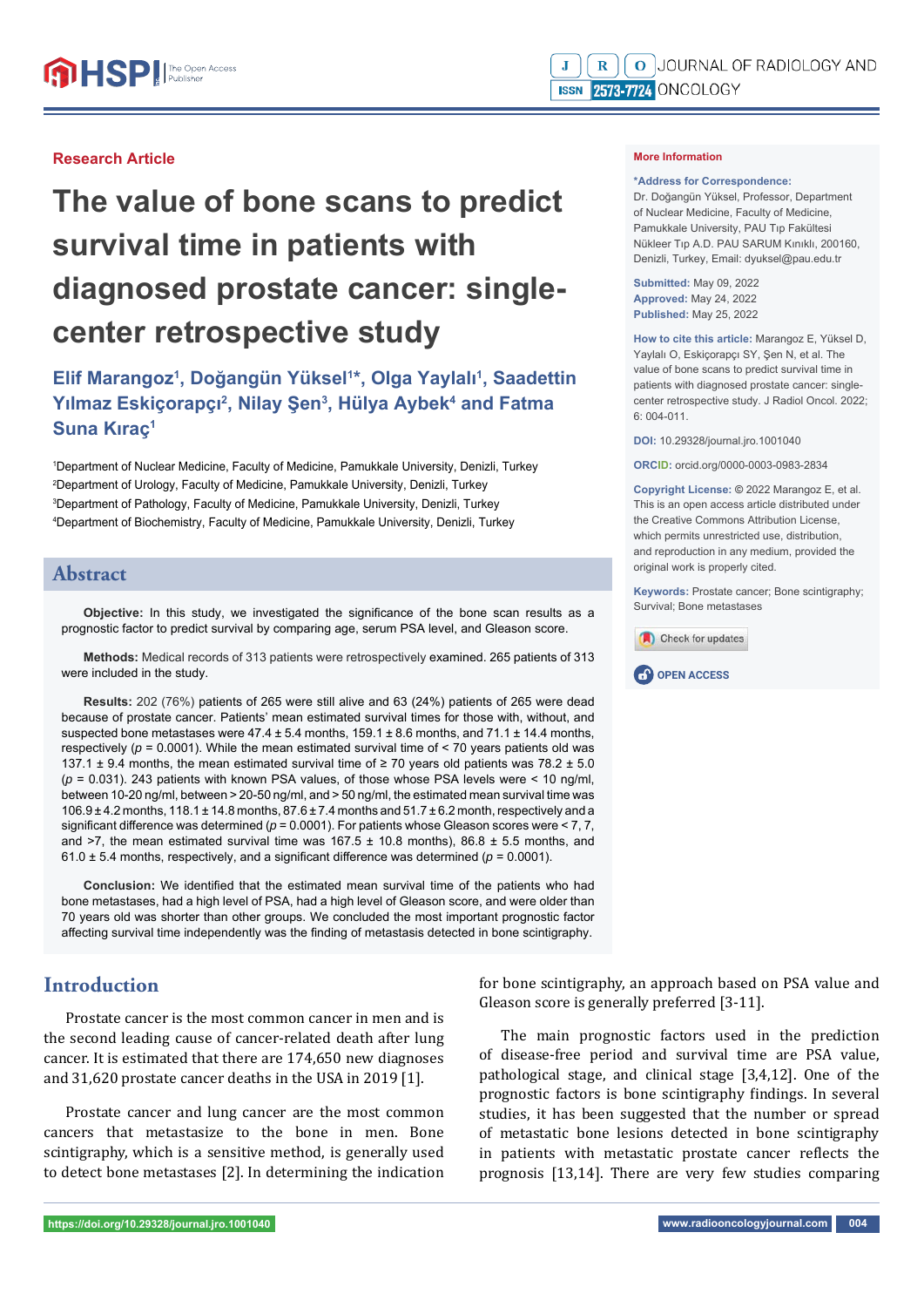Research Article

# The value of bone scans to predict survival time in patients with diagnosed prostate cancer: single-center retrospective study

**Elif Marangoz[1], Doğangün Yüksel[1]*, Olga Yaylalı[1], Saadettin Yılmaz Eskiçorapçı[2], Nilay Şen[3], Hülya Aybek[4] and Fatma Suna Kıraç[1]**

[1]Department of Nuclear Medicine, Faculty of Medicine, Pamukkale University, Denizli, Turkey
[2]Department of Urology, Faculty of Medicine, Pamukkale University, Denizli, Turkey
[3]Department of Pathology, Faculty of Medicine, Pamukkale University, Denizli, Turkey
[4]Department of Biochemistry, Faculty of Medicine, Pamukkale University, Denizli, Turkey

**More Information**

***Address for Correspondence:** Dr. Doğangün Yüksel, Professor, Department of Nuclear Medicine, Faculty of Medicine, Pamukkale University, PAU Tıp Fakültesi Nükleer Tıp A.D. PAU SARUM Kınıklı, 200160, Denizli, Turkey, Email: dyuksel@pau.edu.tr

**Submitted:** May 09, 2022
**Approved:** May 24, 2022
**Published:** May 25, 2022

**How to cite this article:** Marangoz E, Yüksel D, Yaylalı O, Eskiçorapçı SY, Şen N, et al. The value of bone scans to predict survival time in patients with diagnosed prostate cancer: single-center retrospective study. J Radiol Oncol. 2022; 6: 004-011.

**DOI:** 10.29328/journal.jro.1001040

**ORCID:** orcid.org/0000-0003-0983-2834

**Copyright License:** © 2022 Marangoz E, et al. This is an open access article distributed under the Creative Commons Attribution License, which permits unrestricted use, distribution, and reproduction in any medium, provided the original work is properly cited.

**Keywords:** Prostate cancer; Bone scintigraphy; Survival; Bone metastases

## Abstract

**Objective:** In this study, we investigated the significance of the bone scan results as a prognostic factor to predict survival by comparing age, serum PSA level, and Gleason score.

**Methods:** Medical records of 313 patients were retrospectively examined. 265 patients of 313 were included in the study.

**Results:** 202 (76%) patients of 265 were still alive and 63 (24%) patients of 265 were dead because of prostate cancer. Patients' mean estimated survival times for those with, without, and suspected bone metastases were 47.4 ± 5.4 months, 159.1 ± 8.6 months, and 71.1 ± 14.4 months, respectively ($p$ = 0.0001). While the mean estimated survival time of < 70 years patients old was 137.1 ± 9.4 months, the mean estimated survival time of ≥ 70 years old patients was 78.2 ± 5.0 ($p$ = 0.031). 243 patients with known PSA values, of those whose PSA levels were < 10 ng/ml, between 10-20 ng/ml, between > 20-50 ng/ml, and > 50 ng/ml, the estimated mean survival time was 106.9 ± 4.2 months, 118.1 ± 14.8 months, 87.6 ± 7.4 months and 51.7 ± 6.2 month, respectively and a significant difference was determined ($p$ = 0.0001). For patients whose Gleason scores were < 7, 7, and >7, the mean estimated survival time was 167.5 ± 10.8 months), 86.8 ± 5.5 months, and 61.0 ± 5.4 months, respectively, and a significant difference was determined ($p$ = 0.0001).

**Conclusion:** We identified that the estimated mean survival time of the patients who had bone metastases, had a high level of PSA, had a high level of Gleason score, and were older than 70 years old was shorter than other groups. We concluded the most important prognostic factor affecting survival time independently was the finding of metastasis detected in bone scintigraphy.

## Introduction

Prostate cancer is the most common cancer in men and is the second leading cause of cancer-related death after lung cancer. It is estimated that there are 174,650 new diagnoses and 31,620 prostate cancer deaths in the USA in 2019 [1].

Prostate cancer and lung cancer are the most common cancers that metastasize to the bone in men. Bone scintigraphy, which is a sensitive method, is generally used to detect bone metastases [2]. In determining the indication for bone scintigraphy, an approach based on PSA value and Gleason score is generally preferred [3-11].

The main prognostic factors used in the prediction of disease-free period and survival time are PSA value, pathological stage, and clinical stage [3,4,12]. One of the prognostic factors is bone scintigraphy findings. In several studies, it has been suggested that the number or spread of metastatic bone lesions detected in bone scintigraphy in patients with metastatic prostate cancer reflects the prognosis [13,14]. There are very few studies comparing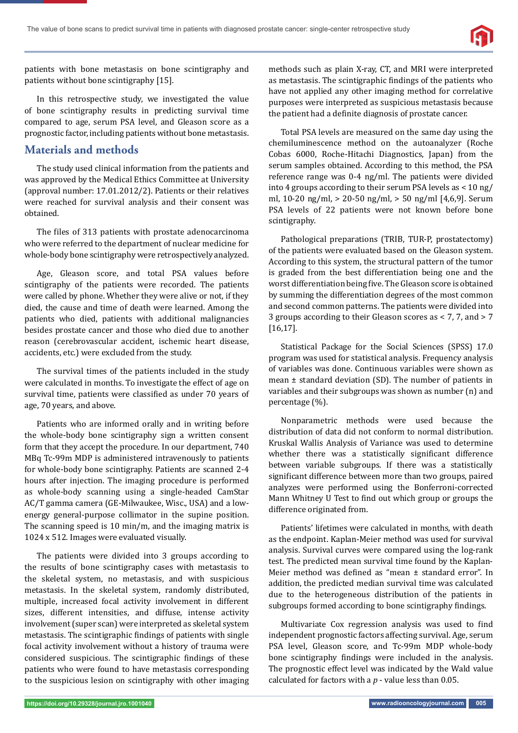patients with bone metastasis on bone scintigraphy and patients without bone scintigraphy [15].

In this retrospective study, we investigated the value of bone scintigraphy results in predicting survival time compared to age, serum PSA level, and Gleason score as a prognostic factor, including patients without bone metastasis.

## Materials and methods

The study used clinical information from the patients and was approved by the Medical Ethics Committee at University (approval number: 17.01.2012/2). Patients or their relatives were reached for survival analysis and their consent was obtained.

The files of 313 patients with prostate adenocarcinoma who were referred to the department of nuclear medicine for whole-body bone scintigraphy were retrospectively analyzed.

Age, Gleason score, and total PSA values before scintigraphy of the patients were recorded. The patients were called by phone. Whether they were alive or not, if they died, the cause and time of death were learned. Among the patients who died, patients with additional malignancies besides prostate cancer and those who died due to another reason (cerebrovascular accident, ischemic heart disease, accidents, etc.) were excluded from the study.

The survival times of the patients included in the study were calculated in months. To investigate the effect of age on survival time, patients were classified as under 70 years of age, 70 years, and above.

Patients who are informed orally and in writing before the whole-body bone scintigraphy sign a written consent form that they accept the procedure. In our department, 740 MBq Tc-99m MDP is administered intravenously to patients for whole-body bone scintigraphy. Patients are scanned 2-4 hours after injection. The imaging procedure is performed as whole-body scanning using a single-headed CamStar AC/T gamma camera (GE-Milwaukee, Wisc., USA) and a low-energy general-purpose collimator in the supine position. The scanning speed is 10 min/m, and the imaging matrix is 1024 x 512. Images were evaluated visually.

The patients were divided into 3 groups according to the results of bone scintigraphy cases with metastasis to the skeletal system, no metastasis, and with suspicious metastasis. In the skeletal system, randomly distributed, multiple, increased focal activity involvement in different sizes, different intensities, and diffuse, intense activity involvement (super scan) were interpreted as skeletal system metastasis. The scintigraphic findings of patients with single focal activity involvement without a history of trauma were considered suspicious. The scintigraphic findings of these patients who were found to have metastasis corresponding to the suspicious lesion on scintigraphy with other imaging methods such as plain X-ray, CT, and MRI were interpreted as metastasis. The scintigraphic findings of the patients who have not applied any other imaging method for correlative purposes were interpreted as suspicious metastasis because the patient had a definite diagnosis of prostate cancer.

Total PSA levels are measured on the same day using the chemiluminescence method on the autoanalyzer (Roche Cobas 6000, Roche-Hitachi Diagnostics, Japan) from the serum samples obtained. According to this method, the PSA reference range was 0-4 ng/ml. The patients were divided into 4 groups according to their serum PSA levels as < 10 ng/ml, 10-20 ng/ml, > 20-50 ng/ml, > 50 ng/ml [4,6,9]. Serum PSA levels of 22 patients were not known before bone scintigraphy.

Pathological preparations (TRIB, TUR-P, prostatectomy) of the patients were evaluated based on the Gleason system. According to this system, the structural pattern of the tumor is graded from the best differentiation being one and the worst differentiation being five. The Gleason score is obtained by summing the differentiation degrees of the most common and second common patterns. The patients were divided into 3 groups according to their Gleason scores as < 7, 7, and > 7 [16,17].

Statistical Package for the Social Sciences (SPSS) 17.0 program was used for statistical analysis. Frequency analysis of variables was done. Continuous variables were shown as mean ± standard deviation (SD). The number of patients in variables and their subgroups was shown as number (n) and percentage (%).

Nonparametric methods were used because the distribution of data did not conform to normal distribution. Kruskal Wallis Analysis of Variance was used to determine whether there was a statistically significant difference between variable subgroups. If there was a statistically significant difference between more than two groups, paired analyzes were performed using the Bonferroni-corrected Mann Whitney U Test to find out which group or groups the difference originated from.

Patients' lifetimes were calculated in months, with death as the endpoint. Kaplan-Meier method was used for survival analysis. Survival curves were compared using the log-rank test. The predicted mean survival time found by the Kaplan-Meier method was defined as "mean ± standard error". In addition, the predicted median survival time was calculated due to the heterogeneous distribution of the patients in subgroups formed according to bone scintigraphy findings.

Multivariate Cox regression analysis was used to find independent prognostic factors affecting survival. Age, serum PSA level, Gleason score, and Tc-99m MDP whole-body bone scintigraphy findings were included in the analysis. The prognostic effect level was indicated by the Wald value calculated for factors with a $p$ - value less than 0.05.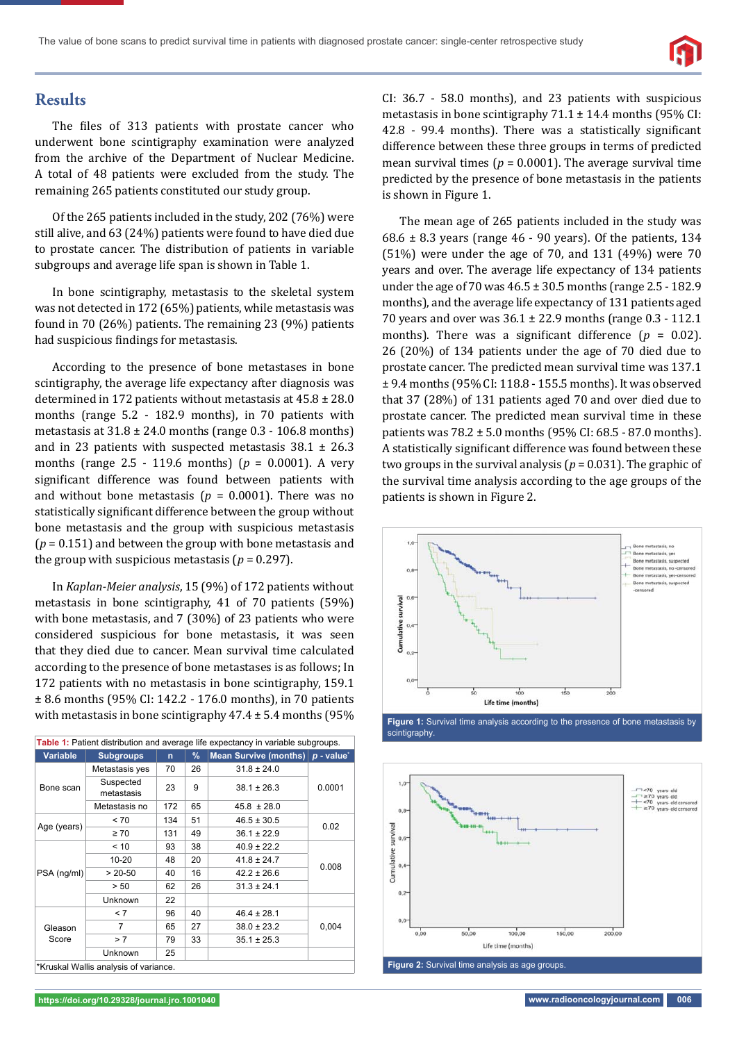## Results

The files of 313 patients with prostate cancer who underwent bone scintigraphy examination were analyzed from the archive of the Department of Nuclear Medicine. A total of 48 patients were excluded from the study. The remaining 265 patients constituted our study group.

Of the 265 patients included in the study, 202 (76%) were still alive, and 63 (24%) patients were found to have died due to prostate cancer. The distribution of patients in variable subgroups and average life span is shown in Table 1.

In bone scintigraphy, metastasis to the skeletal system was not detected in 172 (65%) patients, while metastasis was found in 70 (26%) patients. The remaining 23 (9%) patients had suspicious findings for metastasis.

According to the presence of bone metastases in bone scintigraphy, the average life expectancy after diagnosis was determined in 172 patients without metastasis at 45.8 ± 28.0 months (range 5.2 - 182.9 months), in 70 patients with metastasis at 31.8 ± 24.0 months (range 0.3 - 106.8 months) and in 23 patients with suspected metastasis 38.1 ± 26.3 months (range 2.5 - 119.6 months) ($p$ = 0.0001). A very significant difference was found between patients with and without bone metastasis ($p$ = 0.0001). There was no statistically significant difference between the group without bone metastasis and the group with suspicious metastasis ($p$ = 0.151) and between the group with bone metastasis and the group with suspicious metastasis ($p$ = 0.297).

In *Kaplan-Meier analysis*, 15 (9%) of 172 patients without metastasis in bone scintigraphy, 41 of 70 patients (59%) with bone metastasis, and 7 (30%) of 23 patients who were considered suspicious for bone metastasis, it was seen that they died due to cancer. Mean survival time calculated according to the presence of bone metastases is as follows; In 172 patients with no metastasis in bone scintigraphy, 159.1 ± 8.6 months (95% CI: 142.2 - 176.0 months), in 70 patients with metastasis in bone scintigraphy 47.4 ± 5.4 months (95% CI: 36.7 - 58.0 months), and 23 patients with suspicious metastasis in bone scintigraphy 71.1 ± 14.4 months (95% CI: 42.8 - 99.4 months). There was a statistically significant difference between these three groups in terms of predicted mean survival times ($p$ = 0.0001). The average survival time predicted by the presence of bone metastasis in the patients is shown in Figure 1.

The mean age of 265 patients included in the study was 68.6 ± 8.3 years (range 46 - 90 years). Of the patients, 134 (51%) were under the age of 70, and 131 (49%) were 70 years and over. The average life expectancy of 134 patients under the age of 70 was 46.5 ± 30.5 months (range 2.5 - 182.9 months), and the average life expectancy of 131 patients aged 70 years and over was 36.1 ± 22.9 months (range 0.3 - 112.1 months). There was a significant difference ($p$ = 0.02). 26 (20%) of 134 patients under the age of 70 died due to prostate cancer. The predicted mean survival time was 137.1 ± 9.4 months (95% CI: 118.8 - 155.5 months). It was observed that 37 (28%) of 131 patients aged 70 and over died due to prostate cancer. The predicted mean survival time in these patients was 78.2 ± 5.0 months (95% CI: 68.5 - 87.0 months). A statistically significant difference was found between these two groups in the survival analysis ($p$ = 0.031). The graphic of the survival time analysis according to the age groups of the patients is shown in Figure 2.

**Table 1:** Patient distribution and average life expectancy in variable subgroups.

| Variable | Subgroups | n | % | Mean Survive (months) | p - value* |
|---|---|---|---|---|---|
| Bone scan | Metastasis yes | 70 | 26 | 31.8 ± 24.0 | 0.0001 |
| | Suspected metastasis | 23 | 9 | 38.1 ± 26.3 | |
| | Metastasis no | 172 | 65 | 45.8 ± 28.0 | |
| Age (years) | < 70 | 134 | 51 | 46.5 ± 30.5 | 0.02 |
| | ≥ 70 | 131 | 49 | 36.1 ± 22.9 | |
| PSA (ng/ml) | < 10 | 93 | 38 | 40.9 ± 22.2 | 0.008 |
| | 10-20 | 48 | 20 | 41.8 ± 24.7 | |
| | > 20-50 | 40 | 16 | 42.2 ± 26.6 | |
| | > 50 | 62 | 26 | 31.3 ± 24.1 | |
| | Unknown | 22 | | | |
| Gleason Score | < 7 | 96 | 40 | 46.4 ± 28.1 | 0,004 |
| | 7 | 65 | 27 | 38.0 ± 23.2 | |
| | > 7 | 79 | 33 | 35.1 ± 25.3 | |
| | Unknown | 25 | | | |

*Kruskal Wallis analysis of variance.

**Figure 1:** Survival time analysis according to the presence of bone metastasis by scintigraphy.

**Figure 2:** Survival time analysis as age groups.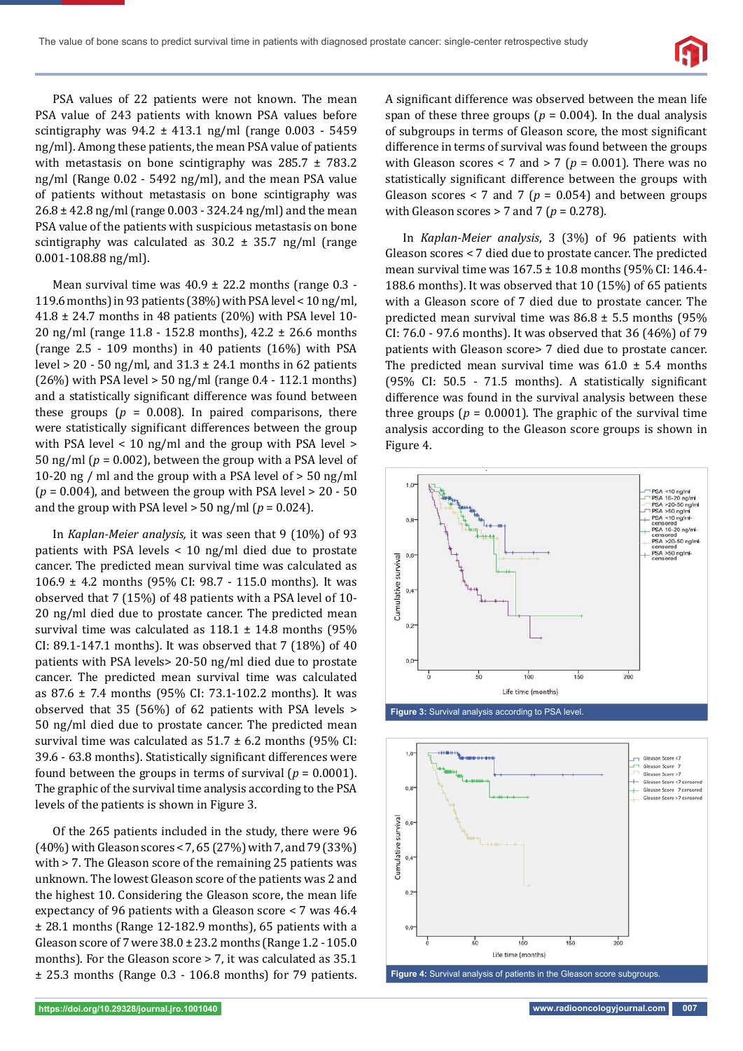PSA values of 22 patients were not known. The mean PSA value of 243 patients with known PSA values before scintigraphy was 94.2 ± 413.1 ng/ml (range 0.003 - 5459 ng/ml). Among these patients, the mean PSA value of patients with metastasis on bone scintigraphy was 285.7 ± 783.2 ng/ml (Range 0.02 - 5492 ng/ml), and the mean PSA value of patients without metastasis on bone scintigraphy was 26.8 ± 42.8 ng/ml (range 0.003 - 324.24 ng/ml) and the mean PSA value of the patients with suspicious metastasis on bone scintigraphy was calculated as 30.2 ± 35.7 ng/ml (range 0.001-108.88 ng/ml).

Mean survival time was 40.9 ± 22.2 months (range 0.3 - 119.6 months) in 93 patients (38%) with PSA level < 10 ng/ml, 41.8 ± 24.7 months in 48 patients (20%) with PSA level 10-20 ng/ml (range 11.8 - 152.8 months), 42.2 ± 26.6 months (range 2.5 - 109 months) in 40 patients (16%) with PSA level > 20 - 50 ng/ml, and 31.3 ± 24.1 months in 62 patients (26%) with PSA level > 50 ng/ml (range 0.4 - 112.1 months) and a statistically significant difference was found between these groups ($p$ = 0.008). In paired comparisons, there were statistically significant differences between the group with PSA level < 10 ng/ml and the group with PSA level > 50 ng/ml ($p$ = 0.002), between the group with a PSA level of 10-20 ng / ml and the group with a PSA level of > 50 ng/ml ($p$ = 0.004), and between the group with PSA level > 20 - 50 and the group with PSA level > 50 ng/ml ($p$ = 0.024).

In *Kaplan-Meier analysis,* it was seen that 9 (10%) of 93 patients with PSA levels < 10 ng/ml died due to prostate cancer. The predicted mean survival time was calculated as 106.9 ± 4.2 months (95% CI: 98.7 - 115.0 months). It was observed that 7 (15%) of 48 patients with a PSA level of 10-20 ng/ml died due to prostate cancer. The predicted mean survival time was calculated as 118.1 ± 14.8 months (95% CI: 89.1-147.1 months). It was observed that 7 (18%) of 40 patients with PSA levels> 20-50 ng/ml died due to prostate cancer. The predicted mean survival time was calculated as 87.6 ± 7.4 months (95% CI: 73.1-102.2 months). It was observed that 35 (56%) of 62 patients with PSA levels > 50 ng/ml died due to prostate cancer. The predicted mean survival time was calculated as 51.7 ± 6.2 months (95% CI: 39.6 - 63.8 months). Statistically significant differences were found between the groups in terms of survival ($p$ = 0.0001). The graphic of the survival time analysis according to the PSA levels of the patients is shown in Figure 3.

Of the 265 patients included in the study, there were 96 (40%) with Gleason scores < 7, 65 (27%) with 7, and 79 (33%) with > 7. The Gleason score of the remaining 25 patients was unknown. The lowest Gleason score of the patients was 2 and the highest 10. Considering the Gleason score, the mean life expectancy of 96 patients with a Gleason score < 7 was 46.4 ± 28.1 months (Range 12-182.9 months), 65 patients with a Gleason score of 7 were 38.0 ± 23.2 months (Range 1.2 - 105.0 months). For the Gleason score > 7, it was calculated as 35.1 ± 25.3 months (Range 0.3 - 106.8 months) for 79 patients. A significant difference was observed between the mean life span of these three groups ($p$ = 0.004). In the dual analysis of subgroups in terms of Gleason score, the most significant difference in terms of survival was found between the groups with Gleason scores < 7 and > 7 ($p$ = 0.001). There was no statistically significant difference between the groups with Gleason scores < 7 and 7 ($p$ = 0.054) and between groups with Gleason scores > 7 and 7 ($p$ = 0.278).

In *Kaplan-Meier analysis*, 3 (3%) of 96 patients with Gleason scores < 7 died due to prostate cancer. The predicted mean survival time was 167.5 ± 10.8 months (95% CI: 146.4-188.6 months). It was observed that 10 (15%) of 65 patients with a Gleason score of 7 died due to prostate cancer. The predicted mean survival time was 86.8 ± 5.5 months (95% CI: 76.0 - 97.6 months). It was observed that 36 (46%) of 79 patients with Gleason score> 7 died due to prostate cancer. The predicted mean survival time was 61.0 ± 5.4 months (95% CI: 50.5 - 71.5 months). A statistically significant difference was found in the survival analysis between these three groups ($p$ = 0.0001). The graphic of the survival time analysis according to the Gleason score groups is shown in Figure 4.

**Figure 3:** Survival analysis according to PSA level.

**Figure 4:** Survival analysis of patients in the Gleason score subgroups.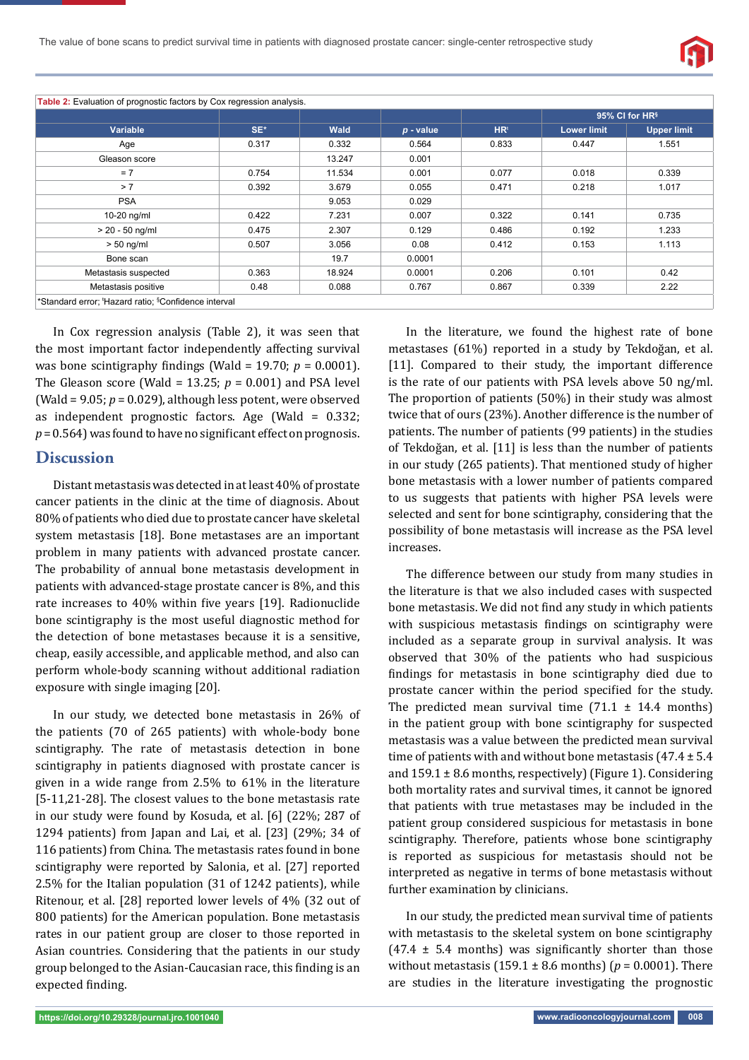**Table 2:** Evaluation of prognostic factors by Cox regression analysis.

| Variable | SE* | Wald | *p* - value | HR[ǂ] | 95% CI for HR[§] | |
|---|---|---|---|---|---|---|
| | | | | | Lower limit | Upper limit |
| Age | 0.317 | 0.332 | 0.564 | 0.833 | 0.447 | 1.551 |
| Gleason score | | 13.247 | 0.001 | | | |
| = 7 | 0.754 | 11.534 | 0.001 | 0.077 | 0.018 | 0.339 |
| > 7 | 0.392 | 3.679 | 0.055 | 0.471 | 0.218 | 1.017 |
| PSA | | 9.053 | 0.029 | | | |
| 10-20 ng/ml | 0.422 | 7.231 | 0.007 | 0.322 | 0.141 | 0.735 |
| > 20 - 50 ng/ml | 0.475 | 2.307 | 0.129 | 0.486 | 0.192 | 1.233 |
| > 50 ng/ml | 0.507 | 3.056 | 0.08 | 0.412 | 0.153 | 1.113 |
| Bone scan | | 19.7 | 0.0001 | | | |
| Metastasis suspected | 0.363 | 18.924 | 0.0001 | 0.206 | 0.101 | 0.42 |
| Metastasis positive | 0.48 | 0.088 | 0.767 | 0.867 | 0.339 | 2.22 |

*Standard error; ǂHazard ratio; §Confidence interval

In Cox regression analysis (Table 2), it was seen that the most important factor independently affecting survival was bone scintigraphy findings (Wald = 19.70; $p = 0.0001$). The Gleason score (Wald = 13.25; $p = 0.001$) and PSA level (Wald = 9.05; $p = 0.029$), although less potent, were observed as independent prognostic factors. Age (Wald = 0.332; $p = 0.564$) was found to have no significant effect on prognosis.

## Discussion

Distant metastasis was detected in at least 40% of prostate cancer patients in the clinic at the time of diagnosis. About 80% of patients who died due to prostate cancer have skeletal system metastasis [18]. Bone metastases are an important problem in many patients with advanced prostate cancer. The probability of annual bone metastasis development in patients with advanced-stage prostate cancer is 8%, and this rate increases to 40% within five years [19]. Radionuclide bone scintigraphy is the most useful diagnostic method for the detection of bone metastases because it is a sensitive, cheap, easily accessible, and applicable method, and also can perform whole-body scanning without additional radiation exposure with single imaging [20].

In our study, we detected bone metastasis in 26% of the patients (70 of 265 patients) with whole-body bone scintigraphy. The rate of metastasis detection in bone scintigraphy in patients diagnosed with prostate cancer is given in a wide range from 2.5% to 61% in the literature [5-11,21-28]. The closest values to the bone metastasis rate in our study were found by Kosuda, et al. [6] (22%; 287 of 1294 patients) from Japan and Lai, et al. [23] (29%; 34 of 116 patients) from China. The metastasis rates found in bone scintigraphy were reported by Salonia, et al. [27] reported 2.5% for the Italian population (31 of 1242 patients), while Ritenour, et al. [28] reported lower levels of 4% (32 out of 800 patients) for the American population. Bone metastasis rates in our patient group are closer to those reported in Asian countries. Considering that the patients in our study group belonged to the Asian-Caucasian race, this finding is an expected finding.

In the literature, we found the highest rate of bone metastases (61%) reported in a study by Tekdoğan, et al. [11]. Compared to their study, the important difference is the rate of our patients with PSA levels above 50 ng/ml. The proportion of patients (50%) in their study was almost twice that of ours (23%). Another difference is the number of patients. The number of patients (99 patients) in the studies of Tekdoğan, et al. [11] is less than the number of patients in our study (265 patients). That mentioned study of higher bone metastasis with a lower number of patients compared to us suggests that patients with higher PSA levels were selected and sent for bone scintigraphy, considering that the possibility of bone metastasis will increase as the PSA level increases.

The difference between our study from many studies in the literature is that we also included cases with suspected bone metastasis. We did not find any study in which patients with suspicious metastasis findings on scintigraphy were included as a separate group in survival analysis. It was observed that 30% of the patients who had suspicious findings for metastasis in bone scintigraphy died due to prostate cancer within the period specified for the study. The predicted mean survival time (71.1 ± 14.4 months) in the patient group with bone scintigraphy for suspected metastasis was a value between the predicted mean survival time of patients with and without bone metastasis (47.4 ± 5.4 and 159.1 ± 8.6 months, respectively) (Figure 1). Considering both mortality rates and survival times, it cannot be ignored that patients with true metastases may be included in the patient group considered suspicious for metastasis in bone scintigraphy. Therefore, patients whose bone scintigraphy is reported as suspicious for metastasis should not be interpreted as negative in terms of bone metastasis without further examination by clinicians.

In our study, the predicted mean survival time of patients with metastasis to the skeletal system on bone scintigraphy (47.4 ± 5.4 months) was significantly shorter than those without metastasis (159.1 ± 8.6 months) ($p = 0.0001$). There are studies in the literature investigating the prognostic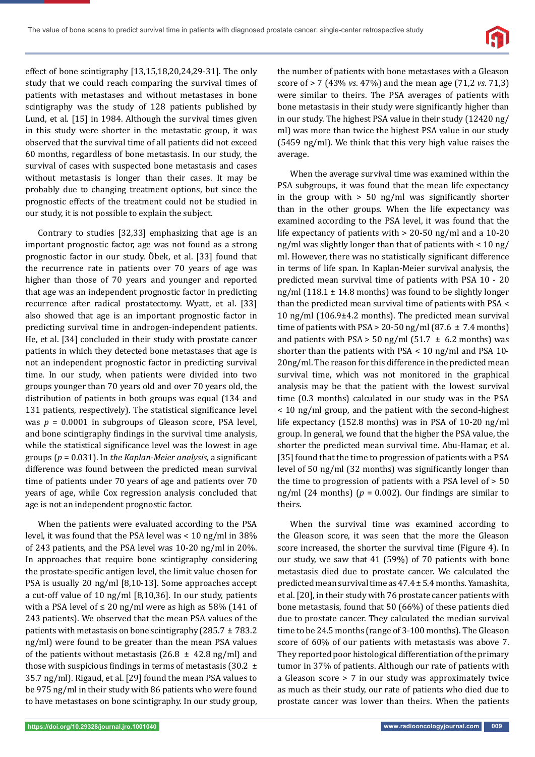effect of bone scintigraphy [13,15,18,20,24,29-31]. The only study that we could reach comparing the survival times of patients with metastases and without metastases in bone scintigraphy was the study of 128 patients published by Lund, et al. [15] in 1984. Although the survival times given in this study were shorter in the metastatic group, it was observed that the survival time of all patients did not exceed 60 months, regardless of bone metastasis. In our study, the survival of cases with suspected bone metastasis and cases without metastasis is longer than their cases. It may be probably due to changing treatment options, but since the prognostic effects of the treatment could not be studied in our study, it is not possible to explain the subject.

Contrary to studies [32,33] emphasizing that age is an important prognostic factor, age was not found as a strong prognostic factor in our study. Öbek, et al. [33] found that the recurrence rate in patients over 70 years of age was higher than those of 70 years and younger and reported that age was an independent prognostic factor in predicting recurrence after radical prostatectomy. Wyatt, et al. [33] also showed that age is an important prognostic factor in predicting survival time in androgen-independent patients. He, et al. [34] concluded in their study with prostate cancer patients in which they detected bone metastases that age is not an independent prognostic factor in predicting survival time. In our study, when patients were divided into two groups younger than 70 years old and over 70 years old, the distribution of patients in both groups was equal (134 and 131 patients, respectively). The statistical significance level was $p = 0.0001$ in subgroups of Gleason score, PSA level, and bone scintigraphy findings in the survival time analysis, while the statistical significance level was the lowest in age groups ($p = 0.031$). In *the Kaplan-Meier analysis*, a significant difference was found between the predicted mean survival time of patients under 70 years of age and patients over 70 years of age, while Cox regression analysis concluded that age is not an independent prognostic factor.

When the patients were evaluated according to the PSA level, it was found that the PSA level was < 10 ng/ml in 38% of 243 patients, and the PSA level was 10-20 ng/ml in 20%. In approaches that require bone scintigraphy considering the prostate-specific antigen level, the limit value chosen for PSA is usually 20 ng/ml [8,10-13]. Some approaches accept a cut-off value of 10 ng/ml [8,10,36]. In our study, patients with a PSA level of ≤ 20 ng/ml were as high as 58% (141 of 243 patients). We observed that the mean PSA values of the patients with metastasis on bone scintigraphy (285.7 ± 783.2 ng/ml) were found to be greater than the mean PSA values of the patients without metastasis (26.8 ± 42.8 ng/ml) and those with suspicious findings in terms of metastasis (30.2 ± 35.7 ng/ml). Rigaud, et al. [29] found the mean PSA values to be 975 ng/ml in their study with 86 patients who were found to have metastases on bone scintigraphy. In our study group, the number of patients with bone metastases with a Gleason score of > 7 (43% *vs*. 47%) and the mean age (71,2 *vs*. 71,3) were similar to theirs. The PSA averages of patients with bone metastasis in their study were significantly higher than in our study. The highest PSA value in their study (12420 ng/ml) was more than twice the highest PSA value in our study (5459 ng/ml). We think that this very high value raises the average.

When the average survival time was examined within the PSA subgroups, it was found that the mean life expectancy in the group with > 50 ng/ml was significantly shorter than in the other groups. When the life expectancy was examined according to the PSA level, it was found that the life expectancy of patients with > 20-50 ng/ml and a 10-20 ng/ml was slightly longer than that of patients with < 10 ng/ml. However, there was no statistically significant difference in terms of life span. In Kaplan-Meier survival analysis, the predicted mean survival time of patients with PSA 10 - 20 ng/ml (118.1 ± 14.8 months) was found to be slightly longer than the predicted mean survival time of patients with PSA < 10 ng/ml (106.9±4.2 months). The predicted mean survival time of patients with PSA > 20-50 ng/ml (87.6 ± 7.4 months) and patients with PSA > 50 ng/ml (51.7 ± 6.2 months) was shorter than the patients with PSA < 10 ng/ml and PSA 10-20ng/ml. The reason for this difference in the predicted mean survival time, which was not monitored in the graphical analysis may be that the patient with the lowest survival time (0.3 months) calculated in our study was in the PSA < 10 ng/ml group, and the patient with the second-highest life expectancy (152.8 months) was in PSA of 10-20 ng/ml group. In general, we found that the higher the PSA value, the shorter the predicted mean survival time. Abu-Hamar, et al. [35] found that the time to progression of patients with a PSA level of 50 ng/ml (32 months) was significantly longer than the time to progression of patients with a PSA level of > 50 ng/ml (24 months) ($p = 0.002$). Our findings are similar to theirs.

When the survival time was examined according to the Gleason score, it was seen that the more the Gleason score increased, the shorter the survival time (Figure 4). In our study, we saw that 41 (59%) of 70 patients with bone metastasis died due to prostate cancer. We calculated the predicted mean survival time as 47.4 ± 5.4 months. Yamashita, et al. [20], in their study with 76 prostate cancer patients with bone metastasis, found that 50 (66%) of these patients died due to prostate cancer. They calculated the median survival time to be 24.5 months (range of 3-100 months). The Gleason score of 60% of our patients with metastasis was above 7. They reported poor histological differentiation of the primary tumor in 37% of patients. Although our rate of patients with a Gleason score > 7 in our study was approximately twice as much as their study, our rate of patients who died due to prostate cancer was lower than theirs. When the patients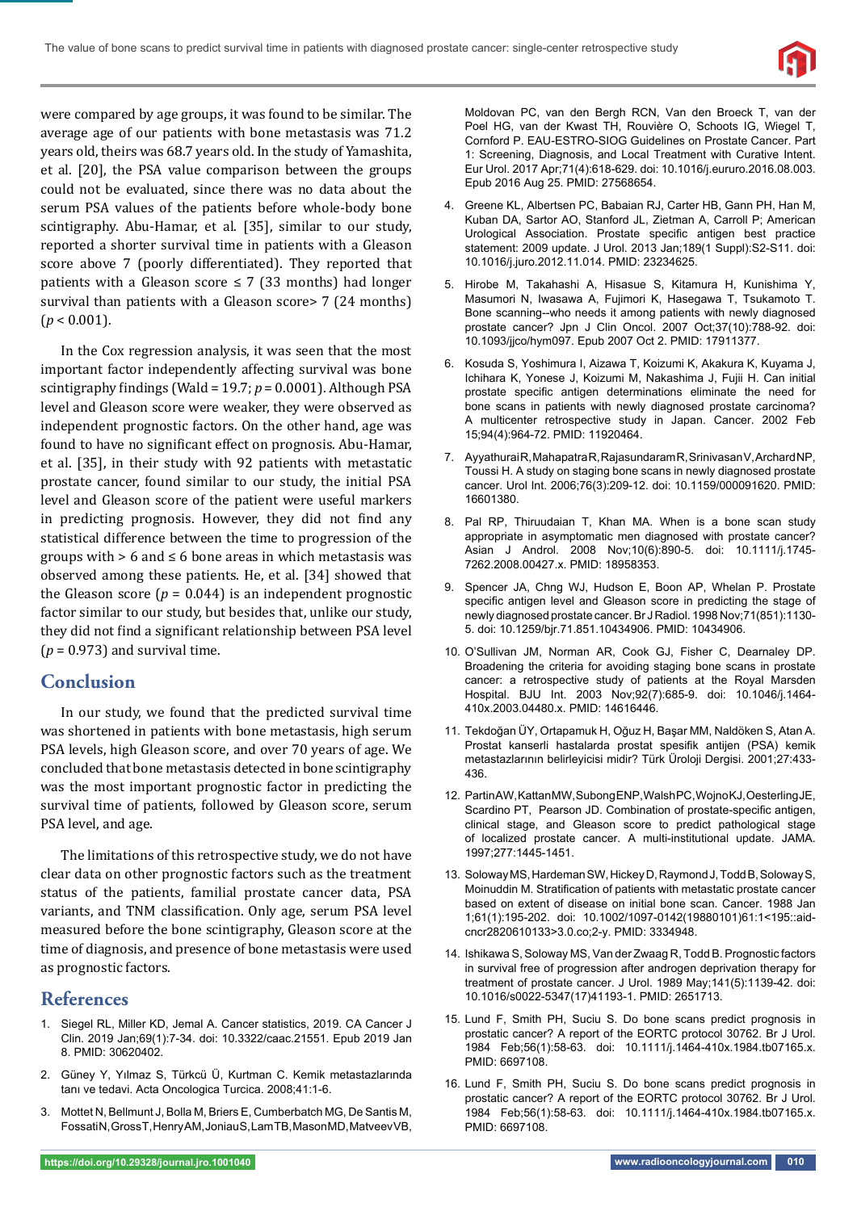were compared by age groups, it was found to be similar. The average age of our patients with bone metastasis was 71.2 years old, theirs was 68.7 years old. In the study of Yamashita, et al. [20], the PSA value comparison between the groups could not be evaluated, since there was no data about the serum PSA values of the patients before whole-body bone scintigraphy. Abu-Hamar, et al. [35], similar to our study, reported a shorter survival time in patients with a Gleason score above 7 (poorly differentiated). They reported that patients with a Gleason score ≤ 7 (33 months) had longer survival than patients with a Gleason score> 7 (24 months) ($p < 0.001$).

In the Cox regression analysis, it was seen that the most important factor independently affecting survival was bone scintigraphy findings (Wald = 19.7; $p = 0.0001$). Although PSA level and Gleason score were weaker, they were observed as independent prognostic factors. On the other hand, age was found to have no significant effect on prognosis. Abu-Hamar, et al. [35], in their study with 92 patients with metastatic prostate cancer, found similar to our study, the initial PSA level and Gleason score of the patient were useful markers in predicting prognosis. However, they did not find any statistical difference between the time to progression of the groups with > 6 and ≤ 6 bone areas in which metastasis was observed among these patients. He, et al. [34] showed that the Gleason score ($p = 0.044$) is an independent prognostic factor similar to our study, but besides that, unlike our study, they did not find a significant relationship between PSA level ($p = 0.973$) and survival time.

## Conclusion

In our study, we found that the predicted survival time was shortened in patients with bone metastasis, high serum PSA levels, high Gleason score, and over 70 years of age. We concluded that bone metastasis detected in bone scintigraphy was the most important prognostic factor in predicting the survival time of patients, followed by Gleason score, serum PSA level, and age.

The limitations of this retrospective study, we do not have clear data on other prognostic factors such as the treatment status of the patients, familial prostate cancer data, PSA variants, and TNM classification. Only age, serum PSA level measured before the bone scintigraphy, Gleason score at the time of diagnosis, and presence of bone metastasis were used as prognostic factors.

## References

1. Siegel RL, Miller KD, Jemal A. Cancer statistics, 2019. CA Cancer J Clin. 2019 Jan;69(1):7-34. doi: 10.3322/caac.21551. Epub 2019 Jan 8. PMID: 30620402.
2. Güney Y, Yılmaz S, Türkcü Ü, Kurtman C. Kemik metastazlarında tanı ve tedavi. Acta Oncologica Turcica. 2008;41:1-6.
3. Mottet N, Bellmunt J, Bolla M, Briers E, Cumberbatch MG, De Santis M, Fossati N, Gross T, Henry AM, Joniau S, Lam TB, Mason MD, Matveev VB, Moldovan PC, van den Bergh RCN, Van den Broeck T, van der Poel HG, van der Kwast TH, Rouvière O, Schoots IG, Wiegel T, Cornford P. EAU-ESTRO-SIOG Guidelines on Prostate Cancer. Part 1: Screening, Diagnosis, and Local Treatment with Curative Intent. Eur Urol. 2017 Apr;71(4):618-629. doi: 10.1016/j.eururo.2016.08.003. Epub 2016 Aug 25. PMID: 27568654.
4. Greene KL, Albertsen PC, Babaian RJ, Carter HB, Gann PH, Han M, Kuban DA, Sartor AO, Stanford JL, Zietman A, Carroll P; American Urological Association. Prostate specific antigen best practice statement: 2009 update. J Urol. 2013 Jan;189(1 Suppl):S2-S11. doi: 10.1016/j.juro.2012.11.014. PMID: 23234625.
5. Hirobe M, Takahashi A, Hisasue S, Kitamura H, Kunishima Y, Masumori N, Iwasawa A, Fujimori K, Hasegawa T, Tsukamoto T. Bone scanning--who needs it among patients with newly diagnosed prostate cancer? Jpn J Clin Oncol. 2007 Oct;37(10):788-92. doi: 10.1093/jjco/hym097. Epub 2007 Oct 2. PMID: 17911377.
6. Kosuda S, Yoshimura I, Aizawa T, Koizumi K, Akakura K, Kuyama J, Ichihara K, Yonese J, Koizumi M, Nakashima J, Fujii H. Can initial prostate specific antigen determinations eliminate the need for bone scans in patients with newly diagnosed prostate carcinoma? A multicenter retrospective study in Japan. Cancer. 2002 Feb 15;94(4):964-72. PMID: 11920464.
7. Ayyathurai R, Mahapatra R, Rajasundaram R, Srinivasan V, Archard NP, Toussi H. A study on staging bone scans in newly diagnosed prostate cancer. Urol Int. 2006;76(3):209-12. doi: 10.1159/000091620. PMID: 16601380.
8. Pal RP, Thiruudaian T, Khan MA. When is a bone scan study appropriate in asymptomatic men diagnosed with prostate cancer? Asian J Androl. 2008 Nov;10(6):890-5. doi: 10.1111/j.1745-7262.2008.00427.x. PMID: 18958353.
9. Spencer JA, Chng WJ, Hudson E, Boon AP, Whelan P. Prostate specific antigen level and Gleason score in predicting the stage of newly diagnosed prostate cancer. Br J Radiol. 1998 Nov;71(851):1130-5. doi: 10.1259/bjr.71.851.10434906. PMID: 10434906.
10. O'Sullivan JM, Norman AR, Cook GJ, Fisher C, Dearnaley DP. Broadening the criteria for avoiding staging bone scans in prostate cancer: a retrospective study of patients at the Royal Marsden Hospital. BJU Int. 2003 Nov;92(7):685-9. doi: 10.1046/j.1464-410x.2003.04480.x. PMID: 14616446.
11. Tekdoğan ÜY, Ortapamuk H, Oğuz H, Başar MM, Naldöken S, Atan A. Prostat kanserli hastalarda prostat spesifik antijen (PSA) kemik metastazlarının belirleyicisi midir? Türk Üroloji Dergisi. 2001;27:433-436.
12. Partin AW, Kattan MW, Subong ENP, Walsh PC, Wojno KJ, Oesterling JE, Scardino PT, Pearson JD. Combination of prostate-specific antigen, clinical stage, and Gleason score to predict pathological stage of localized prostate cancer. A multi-institutional update. JAMA. 1997;277:1445-1451.
13. Soloway MS, Hardeman SW, Hickey D, Raymond J, Todd B, Soloway S, Moinuddin M. Stratification of patients with metastatic prostate cancer based on extent of disease on initial bone scan. Cancer. 1988 Jan 1;61(1):195-202. doi: 10.1002/1097-0142(19880101)61:1<195::aid-cncr2820610133>3.0.co;2-y. PMID: 3334948.
14. Ishikawa S, Soloway MS, Van der Zwaag R, Todd B. Prognostic factors in survival free of progression after androgen deprivation therapy for treatment of prostate cancer. J Urol. 1989 May;141(5):1139-42. doi: 10.1016/s0022-5347(17)41193-1. PMID: 2651713.
15. Lund F, Smith PH, Suciu S. Do bone scans predict prognosis in prostatic cancer? A report of the EORTC protocol 30762. Br J Urol. 1984 Feb;56(1):58-63. doi: 10.1111/j.1464-410x.1984.tb07165.x. PMID: 6697108.
16. Lund F, Smith PH, Suciu S. Do bone scans predict prognosis in prostatic cancer? A report of the EORTC protocol 30762. Br J Urol. 1984 Feb;56(1):58-63. doi: 10.1111/j.1464-410x.1984.tb07165.x. PMID: 6697108.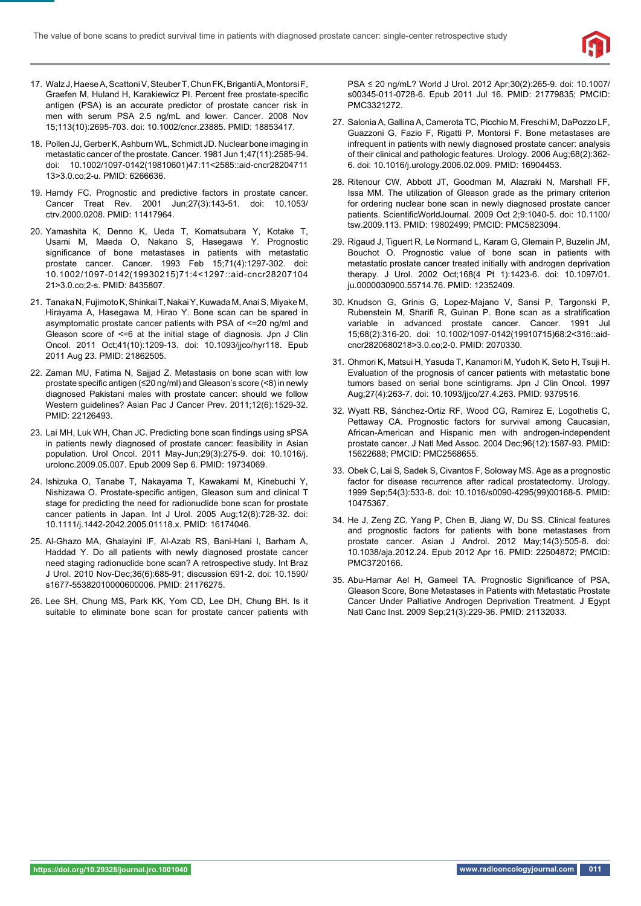17. Walz J, Haese A, Scattoni V, Steuber T, Chun FK, Briganti A, Montorsi F, Graefen M, Huland H, Karakiewicz PI. Percent free prostate-specific antigen (PSA) is an accurate predictor of prostate cancer risk in men with serum PSA 2.5 ng/mL and lower. Cancer. 2008 Nov 15;113(10):2695-703. doi: 10.1002/cncr.23885. PMID: 18853417.

18. Pollen JJ, Gerber K, Ashburn WL, Schmidt JD. Nuclear bone imaging in metastatic cancer of the prostate. Cancer. 1981 Jun 1;47(11):2585-94. doi: 10.1002/1097-0142(19810601)47:11<2585::aid-cncr2820471113>3.0.co;2-u. PMID: 6266636.

19. Hamdy FC. Prognostic and predictive factors in prostate cancer. Cancer Treat Rev. 2001 Jun;27(3):143-51. doi: 10.1053/ctrv.2000.0208. PMID: 11417964.

20. Yamashita K, Denno K, Ueda T, Komatsubara Y, Kotake T, Usami M, Maeda O, Nakano S, Hasegawa Y. Prognostic significance of bone metastases in patients with metastatic prostate cancer. Cancer. 1993 Feb 15;71(4):1297-302. doi: 10.1002/1097-0142(19930215)71:4<1297::aid-cncr2820710421>3.0.co;2-s. PMID: 8435807.

21. Tanaka N, Fujimoto K, Shinkai T, Nakai Y, Kuwada M, Anai S, Miyake M, Hirayama A, Hasegawa M, Hirao Y. Bone scan can be spared in asymptomatic prostate cancer patients with PSA of <=20 ng/ml and Gleason score of <=6 at the initial stage of diagnosis. Jpn J Clin Oncol. 2011 Oct;41(10):1209-13. doi: 10.1093/jjco/hyr118. Epub 2011 Aug 23. PMID: 21862505.

22. Zaman MU, Fatima N, Sajjad Z. Metastasis on bone scan with low prostate specific antigen (≤20 ng/ml) and Gleason's score (<8) in newly diagnosed Pakistani males with prostate cancer: should we follow Western guidelines? Asian Pac J Cancer Prev. 2011;12(6):1529-32. PMID: 22126493.

23. Lai MH, Luk WH, Chan JC. Predicting bone scan findings using sPSA in patients newly diagnosed of prostate cancer: feasibility in Asian population. Urol Oncol. 2011 May-Jun;29(3):275-9. doi: 10.1016/j.urolonc.2009.05.007. Epub 2009 Sep 6. PMID: 19734069.

24. Ishizuka O, Tanabe T, Nakayama T, Kawakami M, Kinebuchi Y, Nishizawa O. Prostate-specific antigen, Gleason sum and clinical T stage for predicting the need for radionuclide bone scan for prostate cancer patients in Japan. Int J Urol. 2005 Aug;12(8):728-32. doi: 10.1111/j.1442-2042.2005.01118.x. PMID: 16174046.

25. Al-Ghazo MA, Ghalayini IF, Al-Azab RS, Bani-Hani I, Barham A, Haddad Y. Do all patients with newly diagnosed prostate cancer need staging radionuclide bone scan? A retrospective study. Int Braz J Urol. 2010 Nov-Dec;36(6):685-91; discussion 691-2. doi: 10.1590/s1677-55382010000600006. PMID: 21176275.

26. Lee SH, Chung MS, Park KK, Yom CD, Lee DH, Chung BH. Is it suitable to eliminate bone scan for prostate cancer patients with PSA ≤ 20 ng/mL? World J Urol. 2012 Apr;30(2):265-9. doi: 10.1007/s00345-011-0728-6. Epub 2011 Jul 16. PMID: 21779835; PMCID: PMC3321272.

27. Salonia A, Gallina A, Camerota TC, Picchio M, Freschi M, DaPozzo LF, Guazzoni G, Fazio F, Rigatti P, Montorsi F. Bone metastases are infrequent in patients with newly diagnosed prostate cancer: analysis of their clinical and pathologic features. Urology. 2006 Aug;68(2):362-6. doi: 10.1016/j.urology.2006.02.009. PMID: 16904453.

28. Ritenour CW, Abbott JT, Goodman M, Alazraki N, Marshall FF, Issa MM. The utilization of Gleason grade as the primary criterion for ordering nuclear bone scan in newly diagnosed prostate cancer patients. ScientificWorldJournal. 2009 Oct 2;9:1040-5. doi: 10.1100/tsw.2009.113. PMID: 19802499; PMCID: PMC5823094.

29. Rigaud J, Tiguert R, Le Normand L, Karam G, Glemain P, Buzelin JM, Bouchot O. Prognostic value of bone scan in patients with metastatic prostate cancer treated initially with androgen deprivation therapy. J Urol. 2002 Oct;168(4 Pt 1):1423-6. doi: 10.1097/01.ju.0000030900.55714.76. PMID: 12352409.

30. Knudson G, Grinis G, Lopez-Majano V, Sansi P, Targonski P, Rubenstein M, Sharifi R, Guinan P. Bone scan as a stratification variable in advanced prostate cancer. Cancer. 1991 Jul 15;68(2):316-20. doi: 10.1002/1097-0142(19910715)68:2<316::aid-cncr2820680218>3.0.co;2-0. PMID: 2070330.

31. Ohmori K, Matsui H, Yasuda T, Kanamori M, Yudoh K, Seto H, Tsuji H. Evaluation of the prognosis of cancer patients with metastatic bone tumors based on serial bone scintigrams. Jpn J Clin Oncol. 1997 Aug;27(4):263-7. doi: 10.1093/jjco/27.4.263. PMID: 9379516.

32. Wyatt RB, Sánchez-Ortiz RF, Wood CG, Ramirez E, Logothetis C, Pettaway CA. Prognostic factors for survival among Caucasian, African-American and Hispanic men with androgen-independent prostate cancer. J Natl Med Assoc. 2004 Dec;96(12):1587-93. PMID: 15622688; PMCID: PMC2568655.

33. Obek C, Lai S, Sadek S, Civantos F, Soloway MS. Age as a prognostic factor for disease recurrence after radical prostatectomy. Urology. 1999 Sep;54(3):533-8. doi: 10.1016/s0090-4295(99)00168-5. PMID: 10475367.

34. He J, Zeng ZC, Yang P, Chen B, Jiang W, Du SS. Clinical features and prognostic factors for patients with bone metastases from prostate cancer. Asian J Androl. 2012 May;14(3):505-8. doi: 10.1038/aja.2012.24. Epub 2012 Apr 16. PMID: 22504872; PMCID: PMC3720166.

35. Abu-Hamar Ael H, Gameel TA. Prognostic Significance of PSA, Gleason Score, Bone Metastases in Patients with Metastatic Prostate Cancer Under Palliative Androgen Deprivation Treatment. J Egypt Natl Canc Inst. 2009 Sep;21(3):229-36. PMID: 21132033.